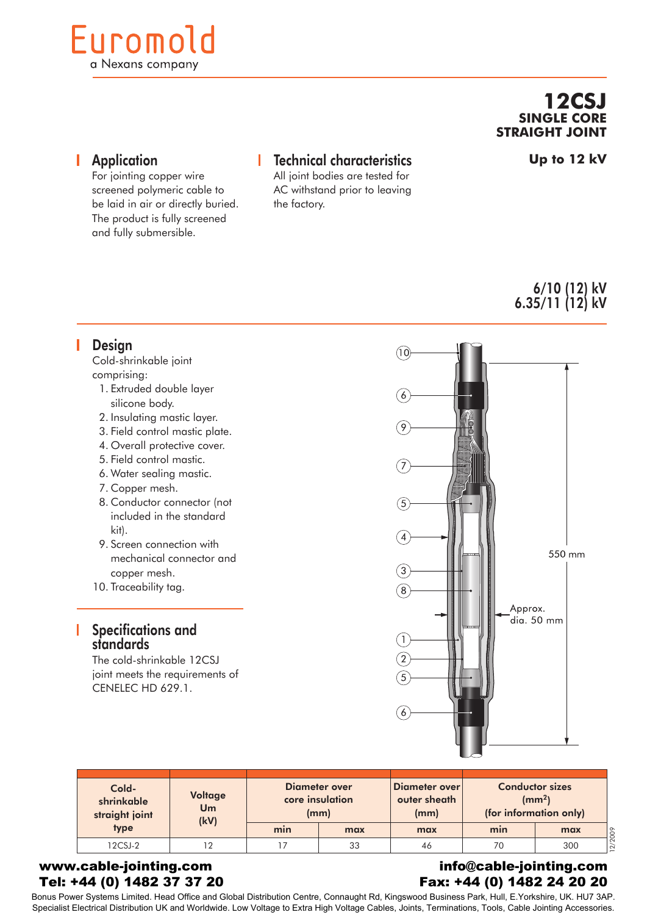# Euromold

a Nexans company

## 12CSJ
**SINGLE CORE STRAIGHT JOINT**

**Up to 12 kV**

## Application

For jointing copper wire screened polymeric cable to be laid in air or directly buried. The product is fully screened and fully submersible.

## Technical characteristics

All joint bodies are tested for AC withstand prior to leaving the factory.

**6/10 (12) kV**
**6.35/11 (12) kV**

## Design

Cold-shrinkable joint comprising:

1. Extruded double layer silicone body.
2. Insulating mastic layer.
3. Field control mastic plate.
4. Overall protective cover.
5. Field control mastic.
6. Water sealing mastic.
7. Copper mesh.
8. Conductor connector (not included in the standard kit).
9. Screen connection with mechanical connector and copper mesh.
10. Traceability tag.

550 mm

Approx. dia. 50 mm

## Specifications and standards

The cold-shrinkable 12CSJ joint meets the requirements of CENELEC HD 629.1.

| Cold-shrinkable straight joint type | Voltage Um (kV) | Diameter over core insulation (mm) | | Diameter over outer sheath (mm) | Conductor sizes (mm$^2$) (for information only) | |
|---|---|---|---|---|---|---|
| | | min | max | max | min | max |
| 12CSJ-2 | 12 | 17 | 33 | 46 | 70 | 300 |

12/2009

**www.cable-jointing.com**
**Tel: +44 (0) 1482 37 37 20**
**info@cable-jointing.com**
**Fax: +44 (0) 1482 24 20 20**

Bonus Power Systems Limited. Head Office and Global Distribution Centre, Connaught Rd, Kingswood Business Park, Hull, E.Yorkshire, UK. HU7 3AP.
Specialist Electrical Distribution UK and Worldwide. Low Voltage to Extra High Voltage Cables, Joints, Terminations, Tools, Cable Jointing Accessories.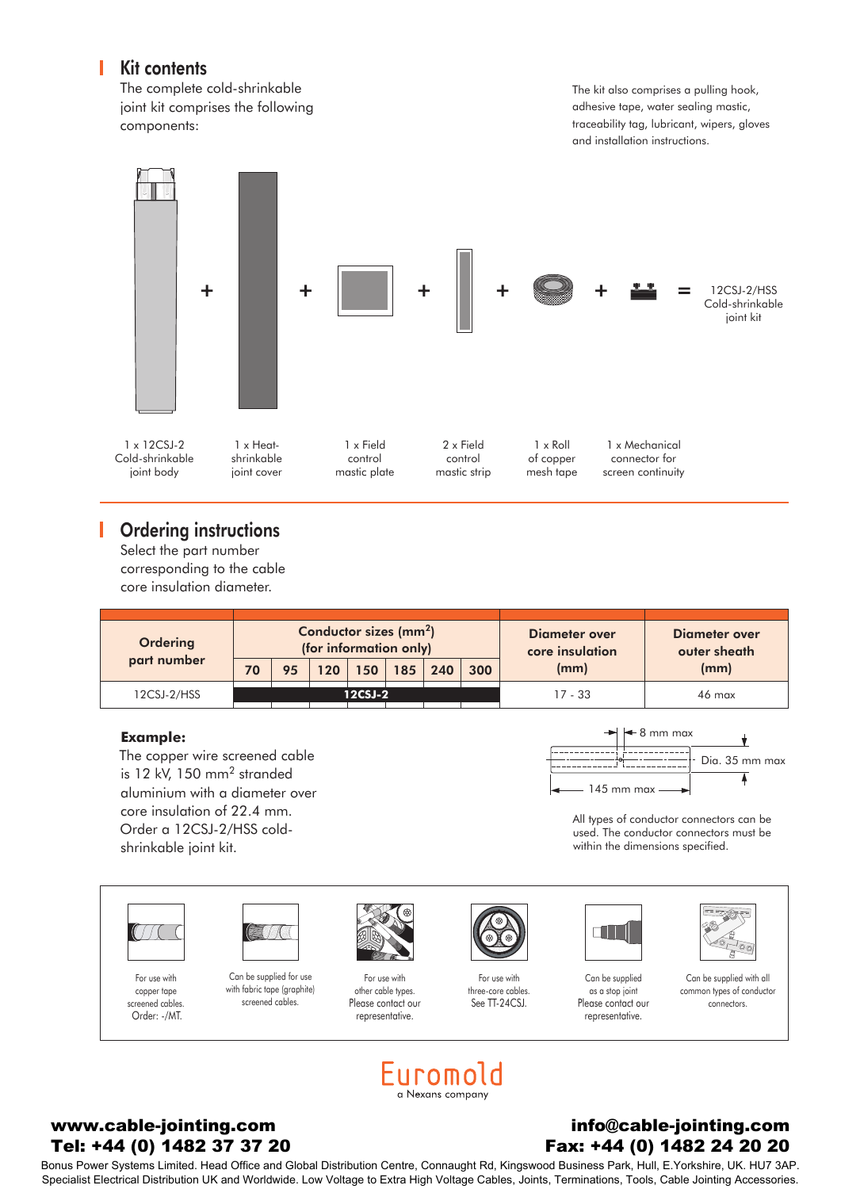## Kit contents

The complete cold-shrinkable joint kit comprises the following components:

The kit also comprises a pulling hook, adhesive tape, water sealing mastic, traceability tag, lubricant, wipers, gloves and installation instructions.

1 x 12CSJ-2 Cold-shrinkable joint body + 1 x Heat-shrinkable joint cover + 1 x Field control mastic plate + 2 x Field control mastic strip + 1 x Roll of copper mesh tape + 1 x Mechanical connector for screen continuity = 12CSJ-2/HSS Cold-shrinkable joint kit

## Ordering instructions

Select the part number corresponding to the cable core insulation diameter.

| Ordering part number | Conductor sizes (mm$^2$) (for information only) | | | | | | | Diameter over core insulation (mm) | Diameter over outer sheath (mm) |
|---|---|---|---|---|---|---|---|---|---|
| | 70 | 95 | 120 | 150 | 185 | 240 | 300 | | |
| 12CSJ-2/HSS | 12CSJ-2 | | | | | | | 17 - 33 | 46 max |

**Example:**
The copper wire screened cable is 12 kV, 150 mm$^2$ stranded aluminium with a diameter over core insulation of 22.4 mm. Order a 12CSJ-2/HSS cold-shrinkable joint kit.

8 mm max

Dia. 35 mm max

145 mm max

All types of conductor connectors can be used. The conductor connectors must be within the dimensions specified.

For use with copper tape screened cables. Order: -/MT.

Can be supplied for use with fabric tape (graphite) screened cables.

For use with other cable types. Please contact our representative.

For use with three-core cables. See TT-24CSJ.

Can be supplied as a stop joint Please contact our representative.

Can be supplied with all common types of conductor connectors.

Euromold
a Nexans company

**www.cable-jointing.com**
**Tel: +44 (0) 1482 37 37 20**

**info@cable-jointing.com**
**Fax: +44 (0) 1482 24 20 20**

Bonus Power Systems Limited. Head Office and Global Distribution Centre, Connaught Rd, Kingswood Business Park, Hull, E.Yorkshire, UK. HU7 3AP.
Specialist Electrical Distribution UK and Worldwide. Low Voltage to Extra High Voltage Cables, Joints, Terminations, Tools, Cable Jointing Accessories.